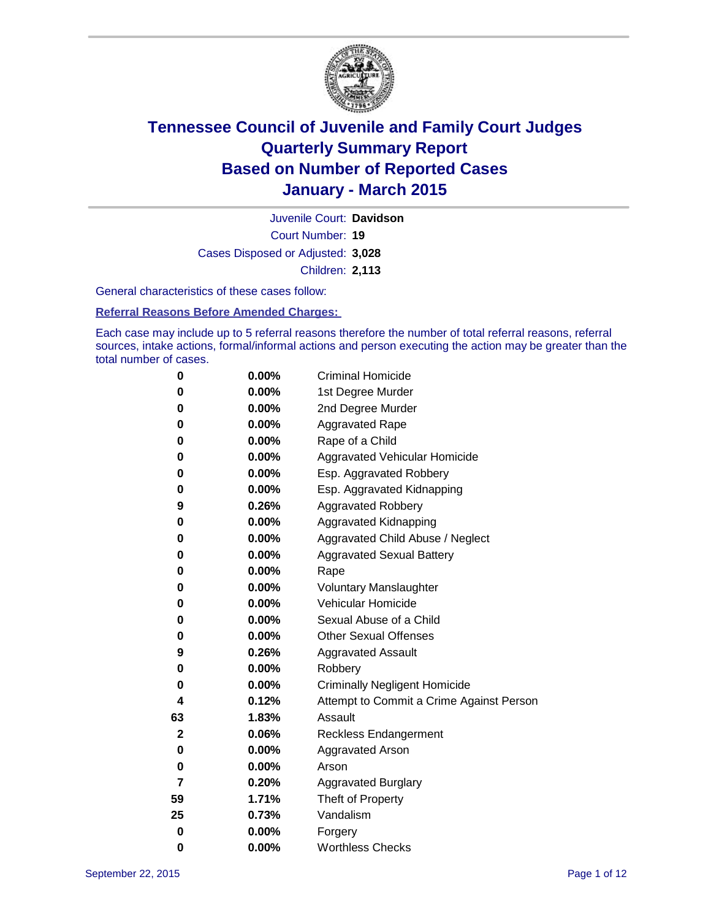# Tennessee Council of Juvenile and Family Court Judges
## Quarterly Summary Report
## Based on Number of Reported Cases
## January - March 2015

Juvenile Court: **Davidson**

Court Number: **19**

Cases Disposed or Adjusted: **3,028**

Children: **2,113**

General characteristics of these cases follow:

**Referral Reasons Before Amended Charges:**

Each case may include up to 5 referral reasons therefore the number of total referral reasons, referral sources, intake actions, formal/informal actions and person executing the action may be greater than the total number of cases.

| Count | Percent | Referral Reason |
|---|---|---|
| 0 | 0.00% | Criminal Homicide |
| 0 | 0.00% | 1st Degree Murder |
| 0 | 0.00% | 2nd Degree Murder |
| 0 | 0.00% | Aggravated Rape |
| 0 | 0.00% | Rape of a Child |
| 0 | 0.00% | Aggravated Vehicular Homicide |
| 0 | 0.00% | Esp. Aggravated Robbery |
| 0 | 0.00% | Esp. Aggravated Kidnapping |
| 9 | 0.26% | Aggravated Robbery |
| 0 | 0.00% | Aggravated Kidnapping |
| 0 | 0.00% | Aggravated Child Abuse / Neglect |
| 0 | 0.00% | Aggravated Sexual Battery |
| 0 | 0.00% | Rape |
| 0 | 0.00% | Voluntary Manslaughter |
| 0 | 0.00% | Vehicular Homicide |
| 0 | 0.00% | Sexual Abuse of a Child |
| 0 | 0.00% | Other Sexual Offenses |
| 9 | 0.26% | Aggravated Assault |
| 0 | 0.00% | Robbery |
| 0 | 0.00% | Criminally Negligent Homicide |
| 4 | 0.12% | Attempt to Commit a Crime Against Person |
| 63 | 1.83% | Assault |
| 2 | 0.06% | Reckless Endangerment |
| 0 | 0.00% | Aggravated Arson |
| 0 | 0.00% | Arson |
| 7 | 0.20% | Aggravated Burglary |
| 59 | 1.71% | Theft of Property |
| 25 | 0.73% | Vandalism |
| 0 | 0.00% | Forgery |
| 0 | 0.00% | Worthless Checks |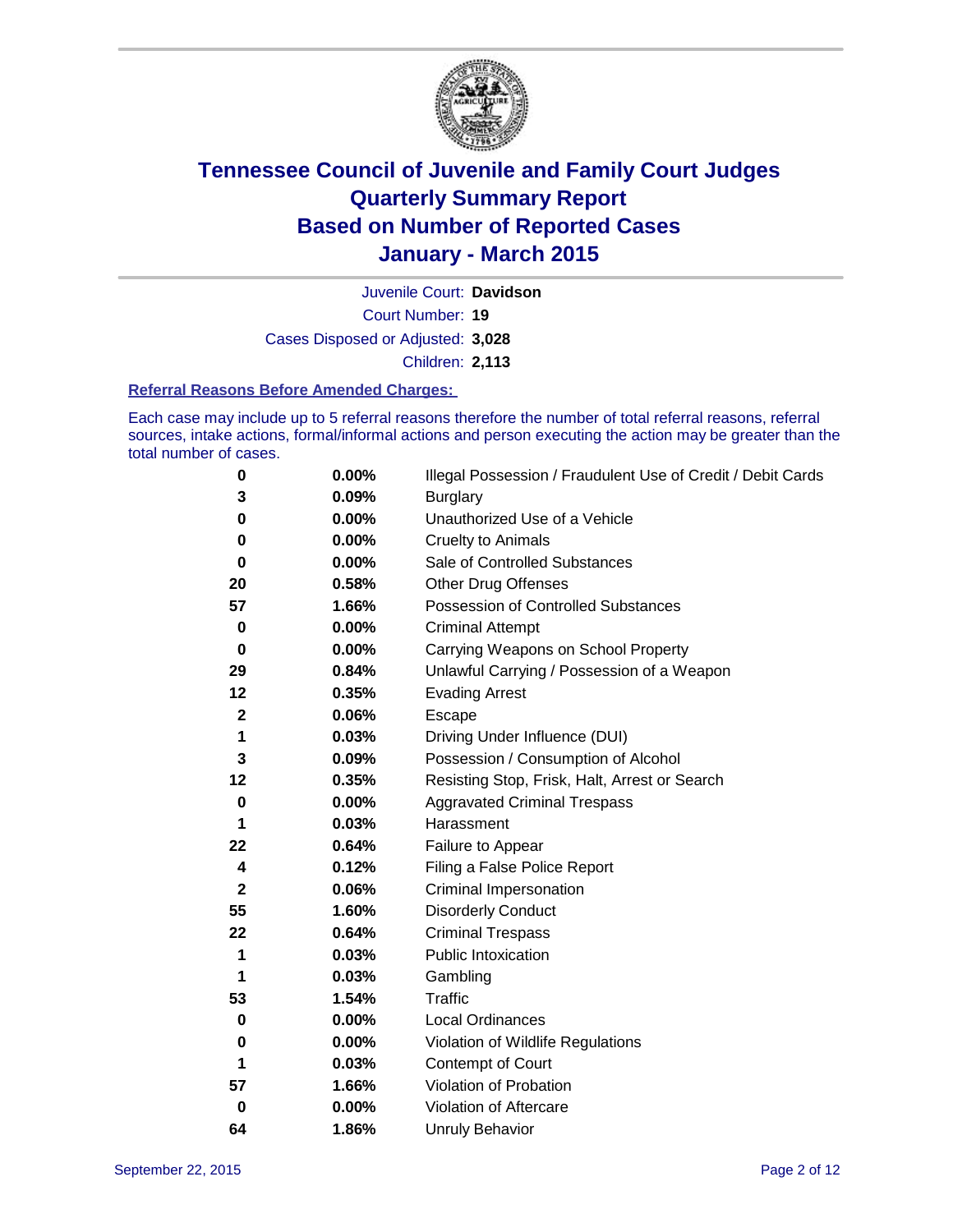# Tennessee Council of Juvenile and Family Court Judges
# Quarterly Summary Report
# Based on Number of Reported Cases
# January - March 2015

Juvenile Court: **Davidson**

Court Number: **19**

Cases Disposed or Adjusted: **3,028**

Children: **2,113**

### Referral Reasons Before Amended Charges:

Each case may include up to 5 referral reasons therefore the number of total referral reasons, referral sources, intake actions, formal/informal actions and person executing the action may be greater than the total number of cases.

| Count | Percent | Referral Reason |
|---|---|---|
| **0** | **0.00%** | Illegal Possession / Fraudulent Use of Credit / Debit Cards |
| **3** | **0.09%** | Burglary |
| **0** | **0.00%** | Unauthorized Use of a Vehicle |
| **0** | **0.00%** | Cruelty to Animals |
| **0** | **0.00%** | Sale of Controlled Substances |
| **20** | **0.58%** | Other Drug Offenses |
| **57** | **1.66%** | Possession of Controlled Substances |
| **0** | **0.00%** | Criminal Attempt |
| **0** | **0.00%** | Carrying Weapons on School Property |
| **29** | **0.84%** | Unlawful Carrying / Possession of a Weapon |
| **12** | **0.35%** | Evading Arrest |
| **2** | **0.06%** | Escape |
| **1** | **0.03%** | Driving Under Influence (DUI) |
| **3** | **0.09%** | Possession / Consumption of Alcohol |
| **12** | **0.35%** | Resisting Stop, Frisk, Halt, Arrest or Search |
| **0** | **0.00%** | Aggravated Criminal Trespass |
| **1** | **0.03%** | Harassment |
| **22** | **0.64%** | Failure to Appear |
| **4** | **0.12%** | Filing a False Police Report |
| **2** | **0.06%** | Criminal Impersonation |
| **55** | **1.60%** | Disorderly Conduct |
| **22** | **0.64%** | Criminal Trespass |
| **1** | **0.03%** | Public Intoxication |
| **1** | **0.03%** | Gambling |
| **53** | **1.54%** | Traffic |
| **0** | **0.00%** | Local Ordinances |
| **0** | **0.00%** | Violation of Wildlife Regulations |
| **1** | **0.03%** | Contempt of Court |
| **57** | **1.66%** | Violation of Probation |
| **0** | **0.00%** | Violation of Aftercare |
| **64** | **1.86%** | Unruly Behavior |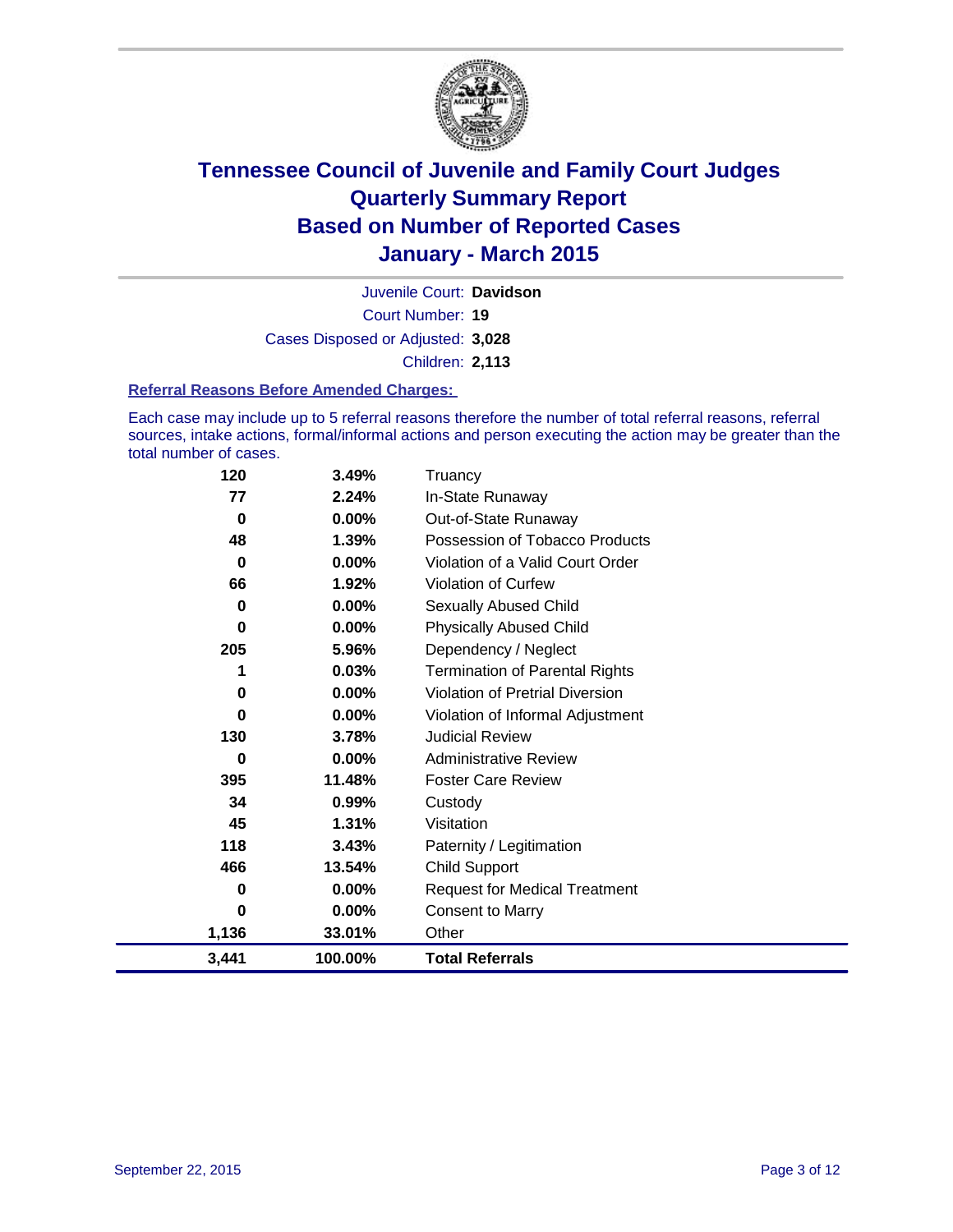# Tennessee Council of Juvenile and Family Court Judges
# Quarterly Summary Report
# Based on Number of Reported Cases
# January - March 2015

Juvenile Court: **Davidson**

Court Number: **19**

Cases Disposed or Adjusted: **3,028**

Children: **2,113**

### Referral Reasons Before Amended Charges:

Each case may include up to 5 referral reasons therefore the number of total referral reasons, referral sources, intake actions, formal/informal actions and person executing the action may be greater than the total number of cases.

| Count | Percent | Referral Reason |
|---|---|---|
| 120 | 3.49% | Truancy |
| 77 | 2.24% | In-State Runaway |
| 0 | 0.00% | Out-of-State Runaway |
| 48 | 1.39% | Possession of Tobacco Products |
| 0 | 0.00% | Violation of a Valid Court Order |
| 66 | 1.92% | Violation of Curfew |
| 0 | 0.00% | Sexually Abused Child |
| 0 | 0.00% | Physically Abused Child |
| 205 | 5.96% | Dependency / Neglect |
| 1 | 0.03% | Termination of Parental Rights |
| 0 | 0.00% | Violation of Pretrial Diversion |
| 0 | 0.00% | Violation of Informal Adjustment |
| 130 | 3.78% | Judicial Review |
| 0 | 0.00% | Administrative Review |
| 395 | 11.48% | Foster Care Review |
| 34 | 0.99% | Custody |
| 45 | 1.31% | Visitation |
| 118 | 3.43% | Paternity / Legitimation |
| 466 | 13.54% | Child Support |
| 0 | 0.00% | Request for Medical Treatment |
| 0 | 0.00% | Consent to Marry |
| 1,136 | 33.01% | Other |
| **3,441** | **100.00%** | **Total Referrals** |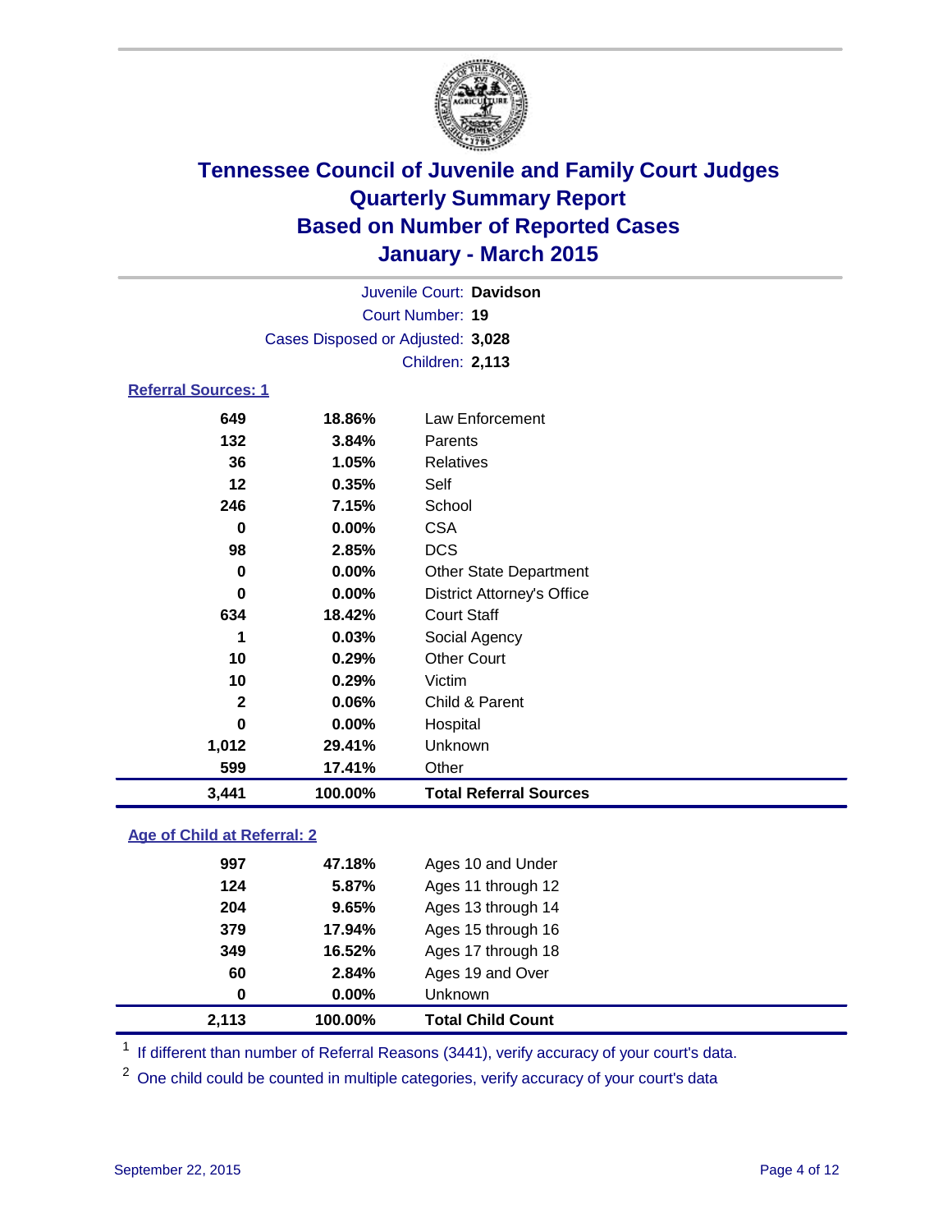# Tennessee Council of Juvenile and Family Court Judges
## Quarterly Summary Report
## Based on Number of Reported Cases
## January - March 2015

Juvenile Court: **Davidson**
Court Number: **19**
Cases Disposed or Adjusted: **3,028**
Children: **2,113**

### Referral Sources: 1

| | | |
|---|---|---|
| 649 | 18.86% | Law Enforcement |
| 132 | 3.84% | Parents |
| 36 | 1.05% | Relatives |
| 12 | 0.35% | Self |
| 246 | 7.15% | School |
| 0 | 0.00% | CSA |
| 98 | 2.85% | DCS |
| 0 | 0.00% | Other State Department |
| 0 | 0.00% | District Attorney's Office |
| 634 | 18.42% | Court Staff |
| 1 | 0.03% | Social Agency |
| 10 | 0.29% | Other Court |
| 10 | 0.29% | Victim |
| 2 | 0.06% | Child & Parent |
| 0 | 0.00% | Hospital |
| 1,012 | 29.41% | Unknown |
| 599 | 17.41% | Other |
| **3,441** | **100.00%** | **Total Referral Sources** |

### Age of Child at Referral: 2

| | | |
|---|---|---|
| 997 | 47.18% | Ages 10 and Under |
| 124 | 5.87% | Ages 11 through 12 |
| 204 | 9.65% | Ages 13 through 14 |
| 379 | 17.94% | Ages 15 through 16 |
| 349 | 16.52% | Ages 17 through 18 |
| 60 | 2.84% | Ages 19 and Over |
| 0 | 0.00% | Unknown |
| **2,113** | **100.00%** | **Total Child Count** |

[1] If different than number of Referral Reasons (3441), verify accuracy of your court's data.

[2] One child could be counted in multiple categories, verify accuracy of your court's data

September 22, 2015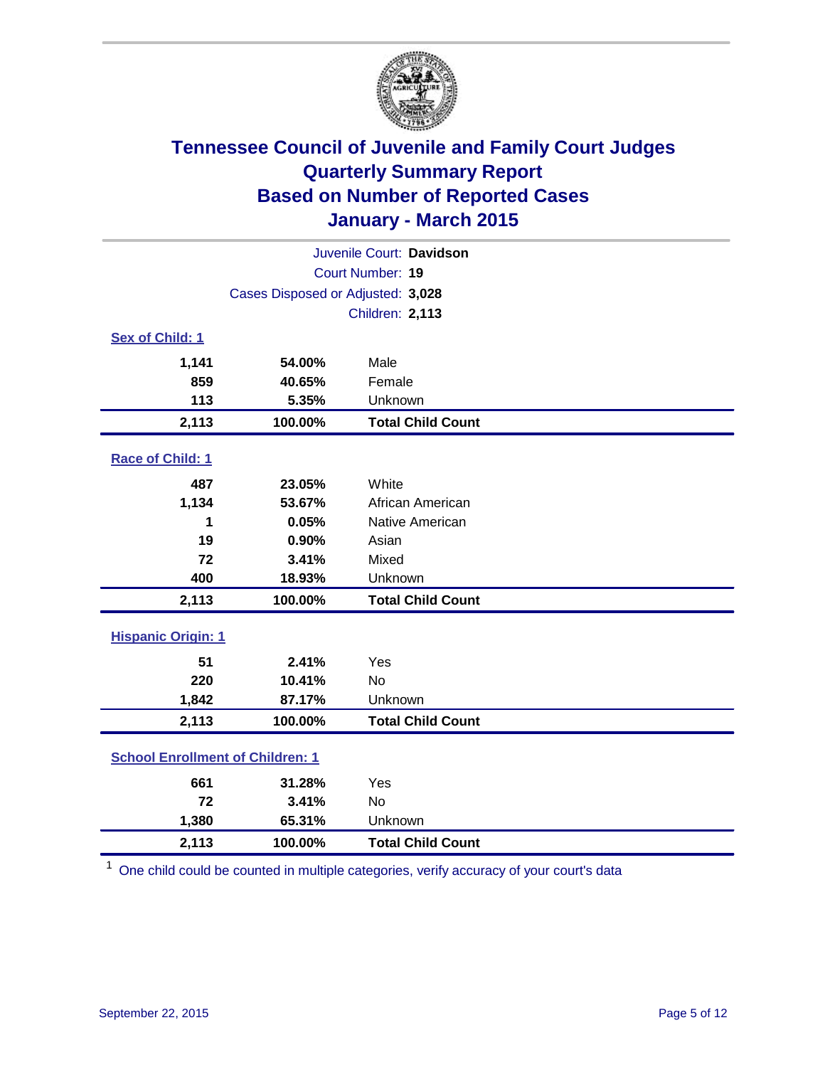# Tennessee Council of Juvenile and Family Court Judges
## Quarterly Summary Report
## Based on Number of Reported Cases
## January - March 2015

Juvenile Court: **Davidson**
Court Number: **19**
Cases Disposed or Adjusted: **3,028**
Children: **2,113**

**Sex of Child: 1**

| | | |
|---|---|---|
| **1,141** | **54.00%** | Male |
| **859** | **40.65%** | Female |
| **113** | **5.35%** | Unknown |
| **2,113** | **100.00%** | **Total Child Count** |

**Race of Child: 1**

| | | |
|---|---|---|
| **487** | **23.05%** | White |
| **1,134** | **53.67%** | African American |
| **1** | **0.05%** | Native American |
| **19** | **0.90%** | Asian |
| **72** | **3.41%** | Mixed |
| **400** | **18.93%** | Unknown |
| **2,113** | **100.00%** | **Total Child Count** |

**Hispanic Origin: 1**

| | | |
|---|---|---|
| **51** | **2.41%** | Yes |
| **220** | **10.41%** | No |
| **1,842** | **87.17%** | Unknown |
| **2,113** | **100.00%** | **Total Child Count** |

**School Enrollment of Children: 1**

| | | |
|---|---|---|
| **661** | **31.28%** | Yes |
| **72** | **3.41%** | No |
| **1,380** | **65.31%** | Unknown |
| **2,113** | **100.00%** | **Total Child Count** |

[1] One child could be counted in multiple categories, verify accuracy of your court's data

September 22, 2015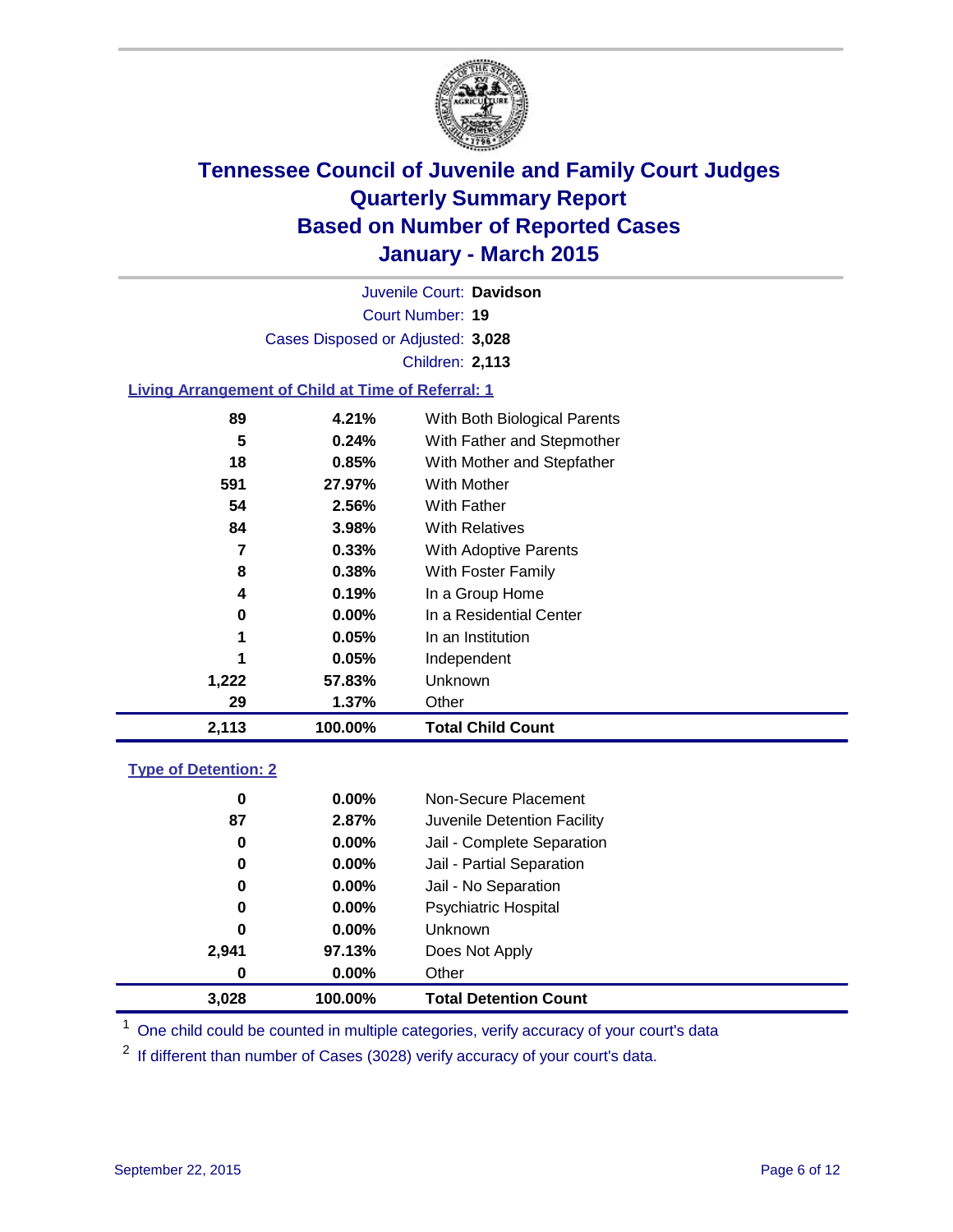# Tennessee Council of Juvenile and Family Court Judges
## Quarterly Summary Report
## Based on Number of Reported Cases
## January - March 2015

Juvenile Court: **Davidson**

Court Number: **19**

Cases Disposed or Adjusted: **3,028**

Children: **2,113**

### Living Arrangement of Child at Time of Referral: 1

| | | |
|---|---|---|
| 89 | 4.21% | With Both Biological Parents |
| 5 | 0.24% | With Father and Stepmother |
| 18 | 0.85% | With Mother and Stepfather |
| 591 | 27.97% | With Mother |
| 54 | 2.56% | With Father |
| 84 | 3.98% | With Relatives |
| 7 | 0.33% | With Adoptive Parents |
| 8 | 0.38% | With Foster Family |
| 4 | 0.19% | In a Group Home |
| 0 | 0.00% | In a Residential Center |
| 1 | 0.05% | In an Institution |
| 1 | 0.05% | Independent |
| 1,222 | 57.83% | Unknown |
| 29 | 1.37% | Other |
| **2,113** | **100.00%** | **Total Child Count** |

### Type of Detention: 2

| | | |
|---|---|---|
| 0 | 0.00% | Non-Secure Placement |
| 87 | 2.87% | Juvenile Detention Facility |
| 0 | 0.00% | Jail - Complete Separation |
| 0 | 0.00% | Jail - Partial Separation |
| 0 | 0.00% | Jail - No Separation |
| 0 | 0.00% | Psychiatric Hospital |
| 0 | 0.00% | Unknown |
| 2,941 | 97.13% | Does Not Apply |
| 0 | 0.00% | Other |
| **3,028** | **100.00%** | **Total Detention Count** |

[1] One child could be counted in multiple categories, verify accuracy of your court's data

[2] If different than number of Cases (3028) verify accuracy of your court's data.

September 22, 2015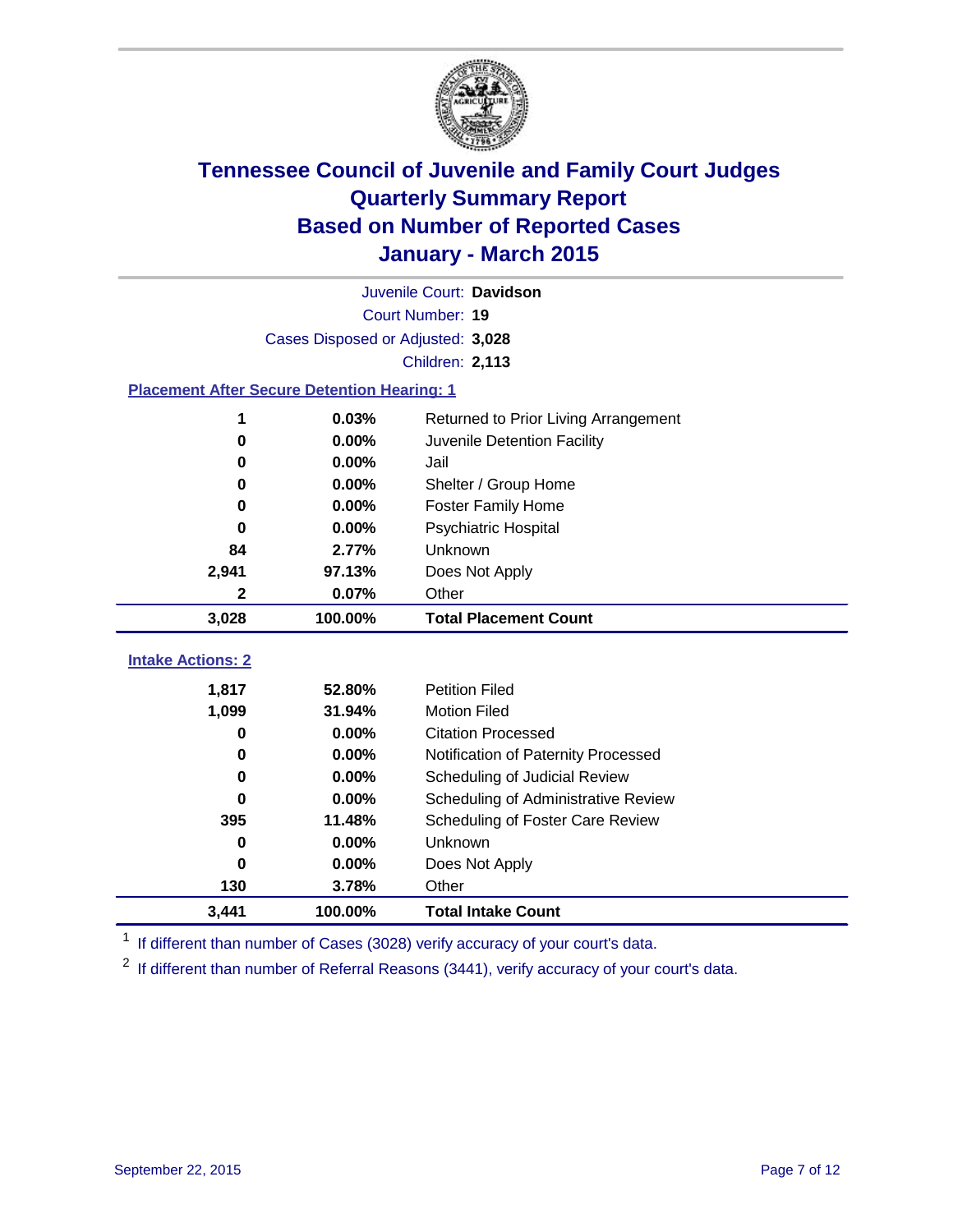# Tennessee Council of Juvenile and Family Court Judges
# Quarterly Summary Report
# Based on Number of Reported Cases
# January - March 2015

Juvenile Court: **Davidson**
Court Number: **19**
Cases Disposed or Adjusted: **3,028**
Children: **2,113**

## Placement After Secure Detention Hearing: 1

| Count | Percent | Placement |
|---|---|---|
| 1 | 0.03% | Returned to Prior Living Arrangement |
| 0 | 0.00% | Juvenile Detention Facility |
| 0 | 0.00% | Jail |
| 0 | 0.00% | Shelter / Group Home |
| 0 | 0.00% | Foster Family Home |
| 0 | 0.00% | Psychiatric Hospital |
| 84 | 2.77% | Unknown |
| 2,941 | 97.13% | Does Not Apply |
| 2 | 0.07% | Other |
| **3,028** | **100.00%** | **Total Placement Count** |

## Intake Actions: 2

| Count | Percent | Intake Action |
|---|---|---|
| 1,817 | 52.80% | Petition Filed |
| 1,099 | 31.94% | Motion Filed |
| 0 | 0.00% | Citation Processed |
| 0 | 0.00% | Notification of Paternity Processed |
| 0 | 0.00% | Scheduling of Judicial Review |
| 0 | 0.00% | Scheduling of Administrative Review |
| 395 | 11.48% | Scheduling of Foster Care Review |
| 0 | 0.00% | Unknown |
| 0 | 0.00% | Does Not Apply |
| 130 | 3.78% | Other |
| **3,441** | **100.00%** | **Total Intake Count** |

[1] If different than number of Cases (3028) verify accuracy of your court's data.

[2] If different than number of Referral Reasons (3441), verify accuracy of your court's data.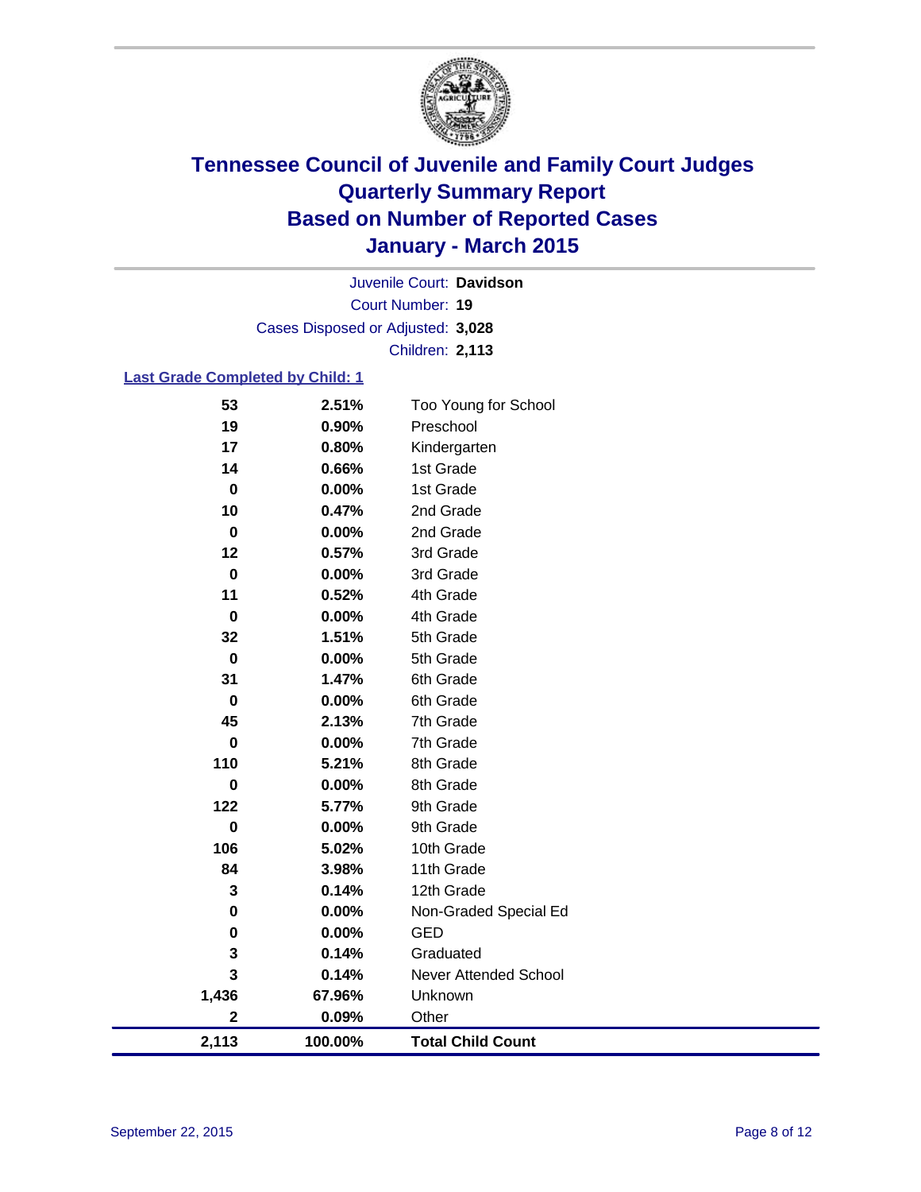# Tennessee Council of Juvenile and Family Court Judges
# Quarterly Summary Report
# Based on Number of Reported Cases
# January - March 2015

Juvenile Court: **Davidson**

Court Number: **19**

Cases Disposed or Adjusted: **3,028**

Children: **2,113**

**Last Grade Completed by Child: 1**

| Count | Percent | Grade |
|---|---|---|
| 53 | 2.51% | Too Young for School |
| 19 | 0.90% | Preschool |
| 17 | 0.80% | Kindergarten |
| 14 | 0.66% | 1st Grade |
| 0 | 0.00% | 1st Grade |
| 10 | 0.47% | 2nd Grade |
| 0 | 0.00% | 2nd Grade |
| 12 | 0.57% | 3rd Grade |
| 0 | 0.00% | 3rd Grade |
| 11 | 0.52% | 4th Grade |
| 0 | 0.00% | 4th Grade |
| 32 | 1.51% | 5th Grade |
| 0 | 0.00% | 5th Grade |
| 31 | 1.47% | 6th Grade |
| 0 | 0.00% | 6th Grade |
| 45 | 2.13% | 7th Grade |
| 0 | 0.00% | 7th Grade |
| 110 | 5.21% | 8th Grade |
| 0 | 0.00% | 8th Grade |
| 122 | 5.77% | 9th Grade |
| 0 | 0.00% | 9th Grade |
| 106 | 5.02% | 10th Grade |
| 84 | 3.98% | 11th Grade |
| 3 | 0.14% | 12th Grade |
| 0 | 0.00% | Non-Graded Special Ed |
| 0 | 0.00% | GED |
| 3 | 0.14% | Graduated |
| 3 | 0.14% | Never Attended School |
| 1,436 | 67.96% | Unknown |
| 2 | 0.09% | Other |
| **2,113** | **100.00%** | **Total Child Count** |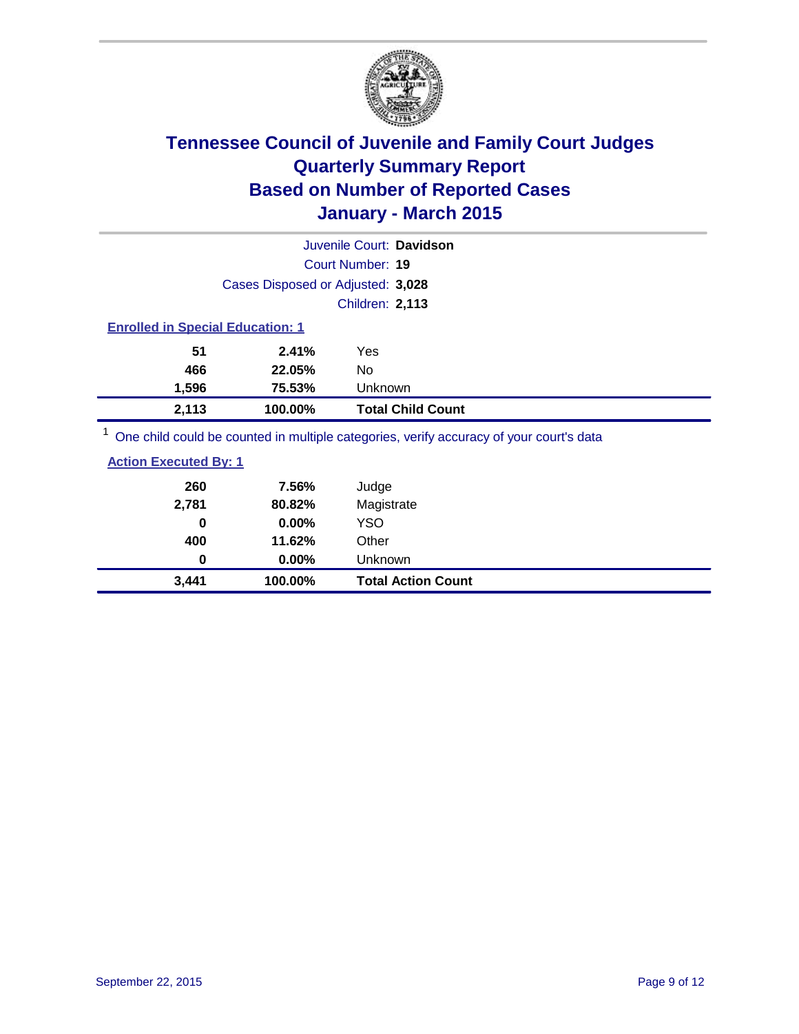# Tennessee Council of Juvenile and Family Court Judges
## Quarterly Summary Report
## Based on Number of Reported Cases
## January - March 2015

Juvenile Court: **Davidson**

Court Number: **19**

Cases Disposed or Adjusted: **3,028**

Children: **2,113**

### Enrolled in Special Education: 1

| | | |
|---|---|---|
| **51** | **2.41%** | Yes |
| **466** | **22.05%** | No |
| **1,596** | **75.53%** | Unknown |
| **2,113** | **100.00%** | **Total Child Count** |

[1] One child could be counted in multiple categories, verify accuracy of your court's data

### Action Executed By: 1

| | | |
|---|---|---|
| **260** | **7.56%** | Judge |
| **2,781** | **80.82%** | Magistrate |
| **0** | **0.00%** | YSO |
| **400** | **11.62%** | Other |
| **0** | **0.00%** | Unknown |
| **3,441** | **100.00%** | **Total Action Count** |

September 22, 2015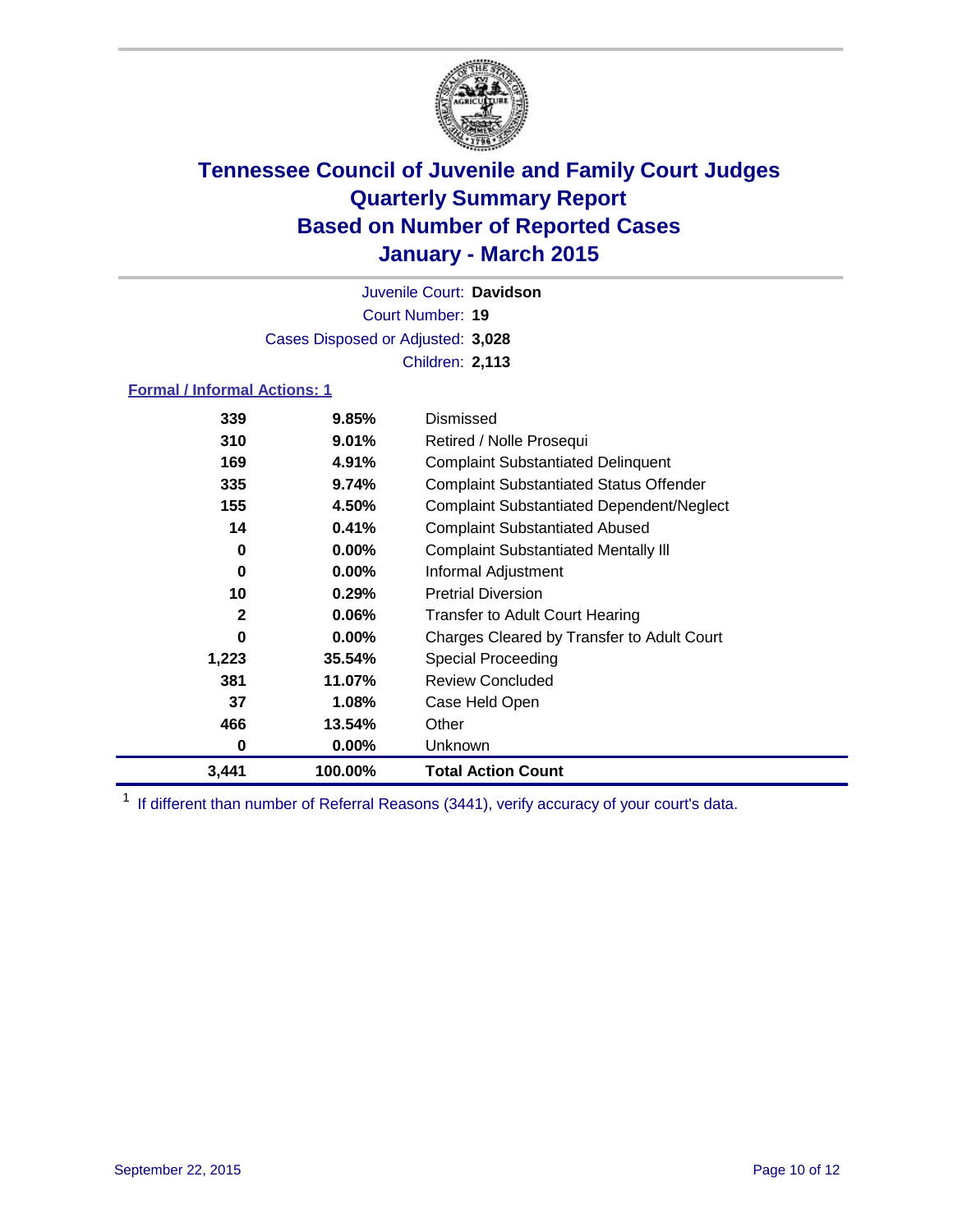# Tennessee Council of Juvenile and Family Court Judges
# Quarterly Summary Report
# Based on Number of Reported Cases
# January - March 2015

Juvenile Court: **Davidson**

Court Number: **19**

Cases Disposed or Adjusted: **3,028**

Children: **2,113**

### Formal / Informal Actions: 1

| | | |
|---|---|---|
| **339** | **9.85%** | Dismissed |
| **310** | **9.01%** | Retired / Nolle Prosequi |
| **169** | **4.91%** | Complaint Substantiated Delinquent |
| **335** | **9.74%** | Complaint Substantiated Status Offender |
| **155** | **4.50%** | Complaint Substantiated Dependent/Neglect |
| **14** | **0.41%** | Complaint Substantiated Abused |
| **0** | **0.00%** | Complaint Substantiated Mentally Ill |
| **0** | **0.00%** | Informal Adjustment |
| **10** | **0.29%** | Pretrial Diversion |
| **2** | **0.06%** | Transfer to Adult Court Hearing |
| **0** | **0.00%** | Charges Cleared by Transfer to Adult Court |
| **1,223** | **35.54%** | Special Proceeding |
| **381** | **11.07%** | Review Concluded |
| **37** | **1.08%** | Case Held Open |
| **466** | **13.54%** | Other |
| **0** | **0.00%** | Unknown |
| **3,441** | **100.00%** | **Total Action Count** |

[1] If different than number of Referral Reasons (3441), verify accuracy of your court's data.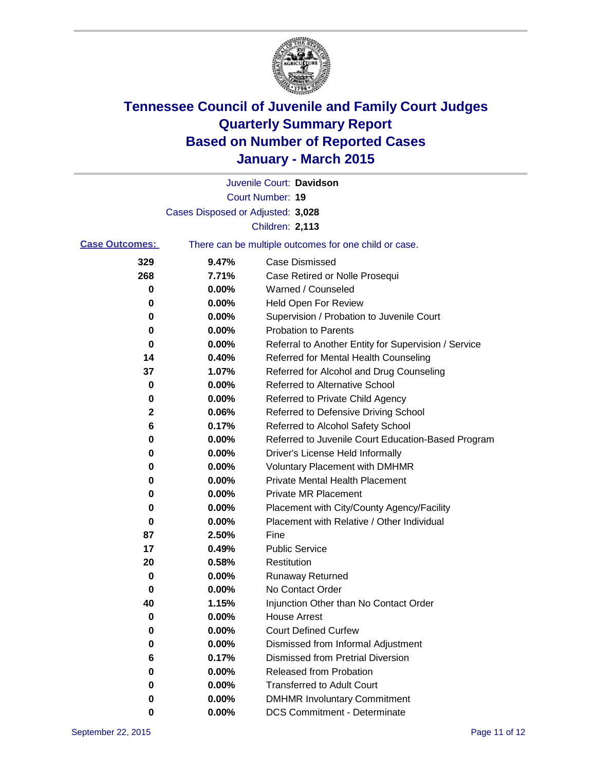# Tennessee Council of Juvenile and Family Court Judges
# Quarterly Summary Report
# Based on Number of Reported Cases
# January - March 2015

Juvenile Court: **Davidson**

Court Number: **19**

Cases Disposed or Adjusted: **3,028**

Children: **2,113**

**Case Outcomes:** There can be multiple outcomes for one child or case.

| Count | Percent | Outcome |
|---|---|---|
| 329 | 9.47% | Case Dismissed |
| 268 | 7.71% | Case Retired or Nolle Prosequi |
| 0 | 0.00% | Warned / Counseled |
| 0 | 0.00% | Held Open For Review |
| 0 | 0.00% | Supervision / Probation to Juvenile Court |
| 0 | 0.00% | Probation to Parents |
| 0 | 0.00% | Referral to Another Entity for Supervision / Service |
| 14 | 0.40% | Referred for Mental Health Counseling |
| 37 | 1.07% | Referred for Alcohol and Drug Counseling |
| 0 | 0.00% | Referred to Alternative School |
| 0 | 0.00% | Referred to Private Child Agency |
| 2 | 0.06% | Referred to Defensive Driving School |
| 6 | 0.17% | Referred to Alcohol Safety School |
| 0 | 0.00% | Referred to Juvenile Court Education-Based Program |
| 0 | 0.00% | Driver's License Held Informally |
| 0 | 0.00% | Voluntary Placement with DMHMR |
| 0 | 0.00% | Private Mental Health Placement |
| 0 | 0.00% | Private MR Placement |
| 0 | 0.00% | Placement with City/County Agency/Facility |
| 0 | 0.00% | Placement with Relative / Other Individual |
| 87 | 2.50% | Fine |
| 17 | 0.49% | Public Service |
| 20 | 0.58% | Restitution |
| 0 | 0.00% | Runaway Returned |
| 0 | 0.00% | No Contact Order |
| 40 | 1.15% | Injunction Other than No Contact Order |
| 0 | 0.00% | House Arrest |
| 0 | 0.00% | Court Defined Curfew |
| 0 | 0.00% | Dismissed from Informal Adjustment |
| 6 | 0.17% | Dismissed from Pretrial Diversion |
| 0 | 0.00% | Released from Probation |
| 0 | 0.00% | Transferred to Adult Court |
| 0 | 0.00% | DMHMR Involuntary Commitment |
| 0 | 0.00% | DCS Commitment - Determinate |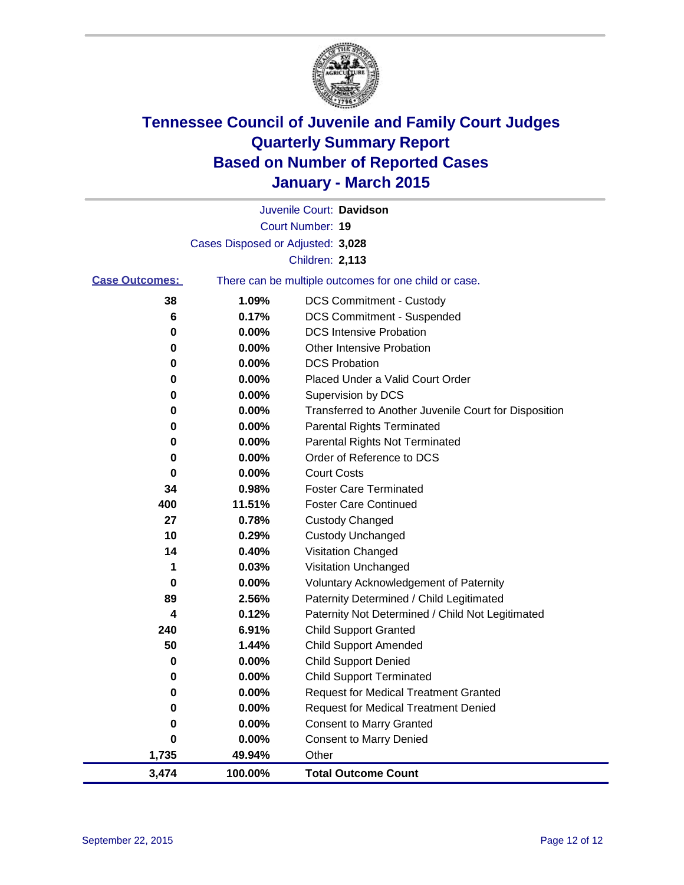# Tennessee Council of Juvenile and Family Court Judges
# Quarterly Summary Report
# Based on Number of Reported Cases
# January - March 2015

Juvenile Court: **Davidson**

Court Number: **19**

Cases Disposed or Adjusted: **3,028**

Children: **2,113**

**Case Outcomes:** There can be multiple outcomes for one child or case.

| | | |
|---|---|---|
| 38 | 1.09% | DCS Commitment - Custody |
| 6 | 0.17% | DCS Commitment - Suspended |
| 0 | 0.00% | DCS Intensive Probation |
| 0 | 0.00% | Other Intensive Probation |
| 0 | 0.00% | DCS Probation |
| 0 | 0.00% | Placed Under a Valid Court Order |
| 0 | 0.00% | Supervision by DCS |
| 0 | 0.00% | Transferred to Another Juvenile Court for Disposition |
| 0 | 0.00% | Parental Rights Terminated |
| 0 | 0.00% | Parental Rights Not Terminated |
| 0 | 0.00% | Order of Reference to DCS |
| 0 | 0.00% | Court Costs |
| 34 | 0.98% | Foster Care Terminated |
| 400 | 11.51% | Foster Care Continued |
| 27 | 0.78% | Custody Changed |
| 10 | 0.29% | Custody Unchanged |
| 14 | 0.40% | Visitation Changed |
| 1 | 0.03% | Visitation Unchanged |
| 0 | 0.00% | Voluntary Acknowledgement of Paternity |
| 89 | 2.56% | Paternity Determined / Child Legitimated |
| 4 | 0.12% | Paternity Not Determined / Child Not Legitimated |
| 240 | 6.91% | Child Support Granted |
| 50 | 1.44% | Child Support Amended |
| 0 | 0.00% | Child Support Denied |
| 0 | 0.00% | Child Support Terminated |
| 0 | 0.00% | Request for Medical Treatment Granted |
| 0 | 0.00% | Request for Medical Treatment Denied |
| 0 | 0.00% | Consent to Marry Granted |
| 0 | 0.00% | Consent to Marry Denied |
| 1,735 | 49.94% | Other |
| **3,474** | **100.00%** | **Total Outcome Count** |

September 22, 2015